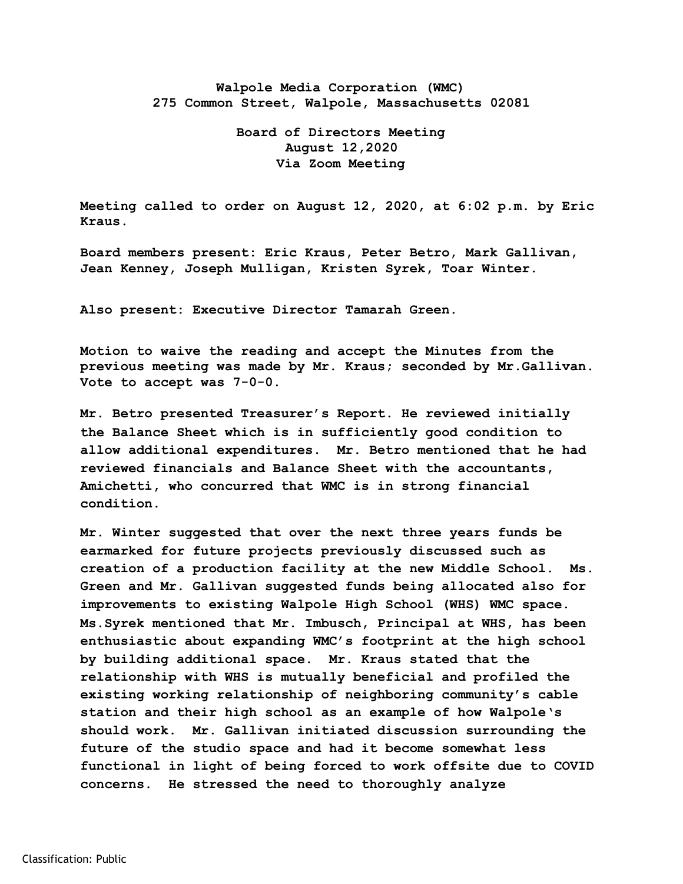**Walpole Media Corporation (WMC)**
**275 Common Street, Walpole, Massachusetts 02081**

**Board of Directors Meeting**
**August 12,2020**
**Via Zoom Meeting**

Meeting called to order on August 12, 2020, at 6:02 p.m. by Eric Kraus.

Board members present: Eric Kraus, Peter Betro, Mark Gallivan, Jean Kenney, Joseph Mulligan, Kristen Syrek, Toar Winter.

Also present: Executive Director Tamarah Green.

Motion to waive the reading and accept the Minutes from the previous meeting was made by Mr. Kraus; seconded by Mr.Gallivan. Vote to accept was 7-0-0.

Mr. Betro presented Treasurer's Report. He reviewed initially the Balance Sheet which is in sufficiently good condition to allow additional expenditures. Mr. Betro mentioned that he had reviewed financials and Balance Sheet with the accountants, Amichetti, who concurred that WMC is in strong financial condition.

Mr. Winter suggested that over the next three years funds be earmarked for future projects previously discussed such as creation of a production facility at the new Middle School. Ms. Green and Mr. Gallivan suggested funds being allocated also for improvements to existing Walpole High School (WHS) WMC space. Ms.Syrek mentioned that Mr. Imbusch, Principal at WHS, has been enthusiastic about expanding WMC's footprint at the high school by building additional space. Mr. Kraus stated that the relationship with WHS is mutually beneficial and profiled the existing working relationship of neighboring community's cable station and their high school as an example of how Walpole's should work. Mr. Gallivan initiated discussion surrounding the future of the studio space and had it become somewhat less functional in light of being forced to work offsite due to COVID concerns. He stressed the need to thoroughly analyze

Classification: Public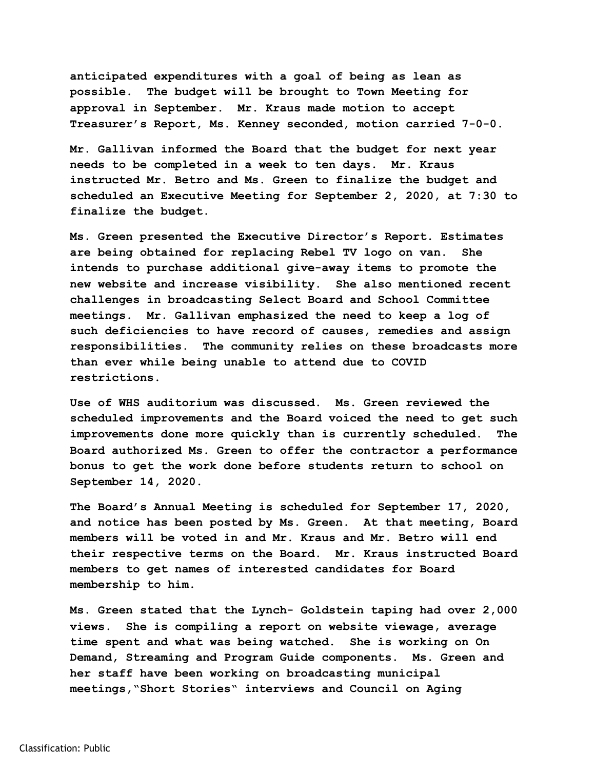**anticipated expenditures with a goal of being as lean as possible. The budget will be brought to Town Meeting for approval in September. Mr. Kraus made motion to accept Treasurer's Report, Ms. Kenney seconded, motion carried 7-0-0.**

**Mr. Gallivan informed the Board that the budget for next year needs to be completed in a week to ten days. Mr. Kraus instructed Mr. Betro and Ms. Green to finalize the budget and scheduled an Executive Meeting for September 2, 2020, at 7:30 to finalize the budget.**

**Ms. Green presented the Executive Director's Report. Estimates are being obtained for replacing Rebel TV logo on van. She intends to purchase additional give-away items to promote the new website and increase visibility. She also mentioned recent challenges in broadcasting Select Board and School Committee meetings. Mr. Gallivan emphasized the need to keep a log of such deficiencies to have record of causes, remedies and assign responsibilities. The community relies on these broadcasts more than ever while being unable to attend due to COVID restrictions.**

**Use of WHS auditorium was discussed. Ms. Green reviewed the scheduled improvements and the Board voiced the need to get such improvements done more quickly than is currently scheduled. The Board authorized Ms. Green to offer the contractor a performance bonus to get the work done before students return to school on September 14, 2020.**

**The Board's Annual Meeting is scheduled for September 17, 2020, and notice has been posted by Ms. Green. At that meeting, Board members will be voted in and Mr. Kraus and Mr. Betro will end their respective terms on the Board. Mr. Kraus instructed Board members to get names of interested candidates for Board membership to him.**

**Ms. Green stated that the Lynch- Goldstein taping had over 2,000 views. She is compiling a report on website viewage, average time spent and what was being watched. She is working on On Demand, Streaming and Program Guide components. Ms. Green and her staff have been working on broadcasting municipal meetings,"Short Stories" interviews and Council on Aging**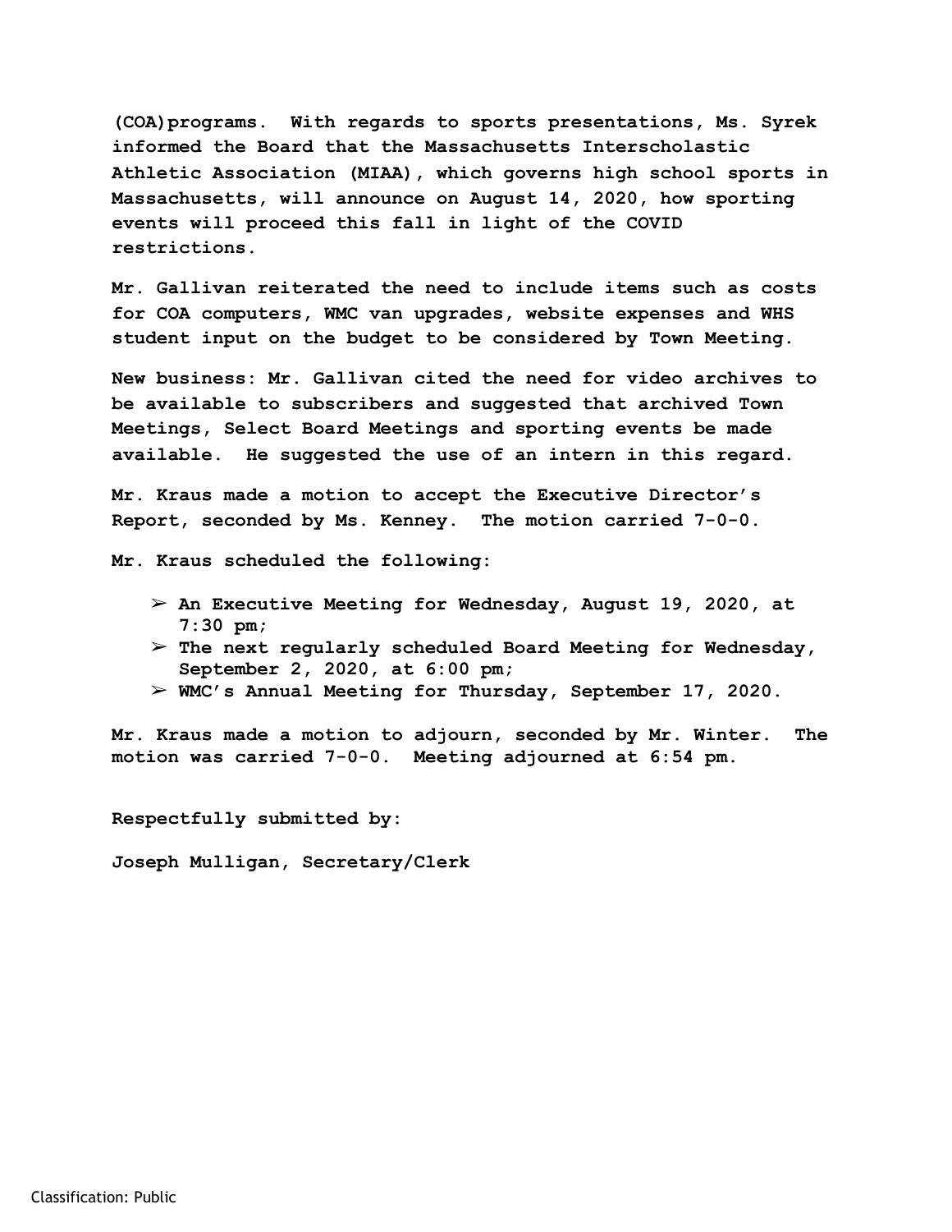**(COA)programs. With regards to sports presentations, Ms. Syrek informed the Board that the Massachusetts Interscholastic Athletic Association (MIAA), which governs high school sports in Massachusetts, will announce on August 14, 2020, how sporting events will proceed this fall in light of the COVID restrictions.**

**Mr. Gallivan reiterated the need to include items such as costs for COA computers, WMC van upgrades, website expenses and WHS student input on the budget to be considered by Town Meeting.**

**New business: Mr. Gallivan cited the need for video archives to be available to subscribers and suggested that archived Town Meetings, Select Board Meetings and sporting events be made available. He suggested the use of an intern in this regard.**

**Mr. Kraus made a motion to accept the Executive Director's Report, seconded by Ms. Kenney. The motion carried 7-0-0.**

**Mr. Kraus scheduled the following:**

- **An Executive Meeting for Wednesday, August 19, 2020, at 7:30 pm;**
- **The next regularly scheduled Board Meeting for Wednesday, September 2, 2020, at 6:00 pm;**
- **WMC's Annual Meeting for Thursday, September 17, 2020.**

**Mr. Kraus made a motion to adjourn, seconded by Mr. Winter. The motion was carried 7-0-0. Meeting adjourned at 6:54 pm.**

**Respectfully submitted by:**

**Joseph Mulligan, Secretary/Clerk**

Classification: Public